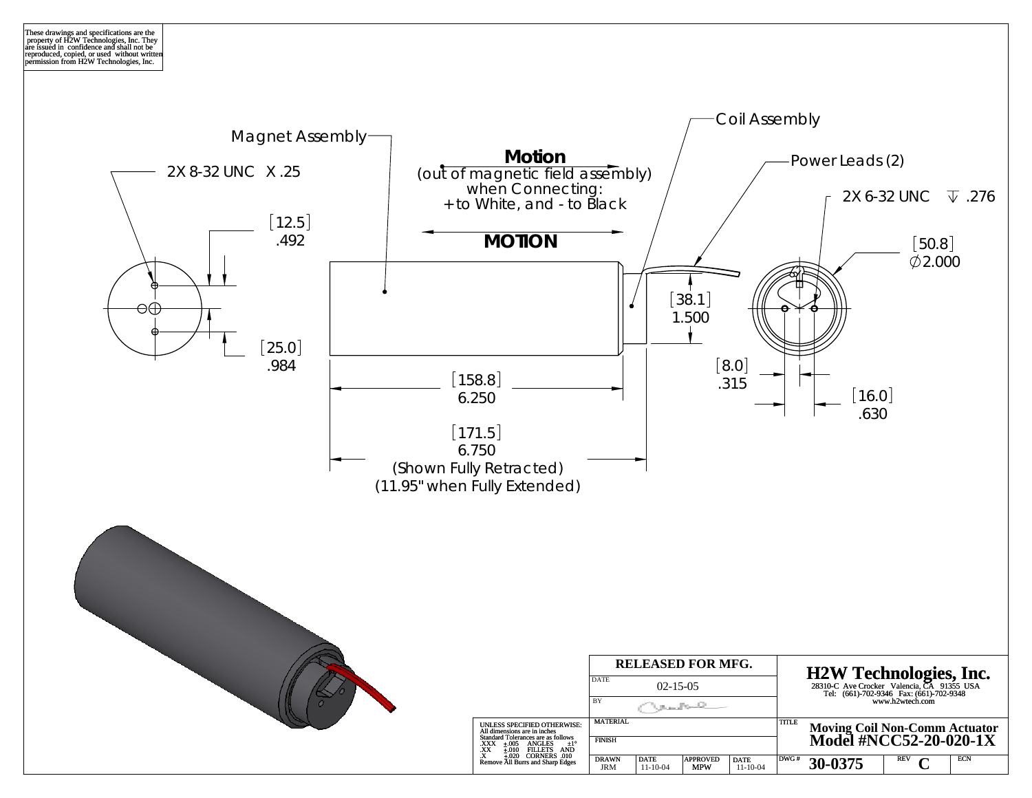These drawings and specifications are the property of H2W Technologies, Inc. They are issued in confidence and shall not be reproduced, copied, or used without written permission from H2W Technologies, Inc.

Magnet Assembly

2X 8-32 UNC X .25

[12.5]
.492

[25.0]
.984

**Motion**
(out of magnetic field assembly)
when Connecting:
+ to White, and - to Black

**MOTION**

Coil Assembly

Power Leads (2)

2X 6-32 UNC ↧ .276

[50.8]
∅2.000

[38.1]
1.500

[8.0]
.315

[16.0]
.630

[158.8]
6.250

[171.5]
6.750
(Shown Fully Retracted)
(11.95" when Fully Extended)

**RELEASED FOR MFG.**

| | |
|---|---|
| DATE | 02-15-05 |
| BY | |

UNLESS SPECIFIED OTHERWISE:
All dimensions are in inches
Standard Tolerances are as follows

| | | | |
|---|---|---|---|
| .XXX | ±.005 | ANGLES | ±1° |
| .XX | ±.010 | FILLETS | AND |
| .X | ±.020 | CORNERS | .010 |

Remove All Burrs and Sharp Edges

| MATERIAL | | | |
|---|---|---|---|
| FINISH | | | |
| DRAWN | DATE | APPROVED | DATE |
| JRM | 11-10-04 | MPW | 11-10-04 |

**H2W Technologies, Inc.**
28310-C Ave Crocker Valencia, CA 91355 USA
Tel: (661)-702-9346 Fax: (661)-702-9348
www.h2wtech.com

TITLE
**Moving Coil Non-Comm Actuator**
**Model #NCC52-20-020-1X**

| DWG # | REV | ECN |
|---|---|---|
| 30-0375 | C | |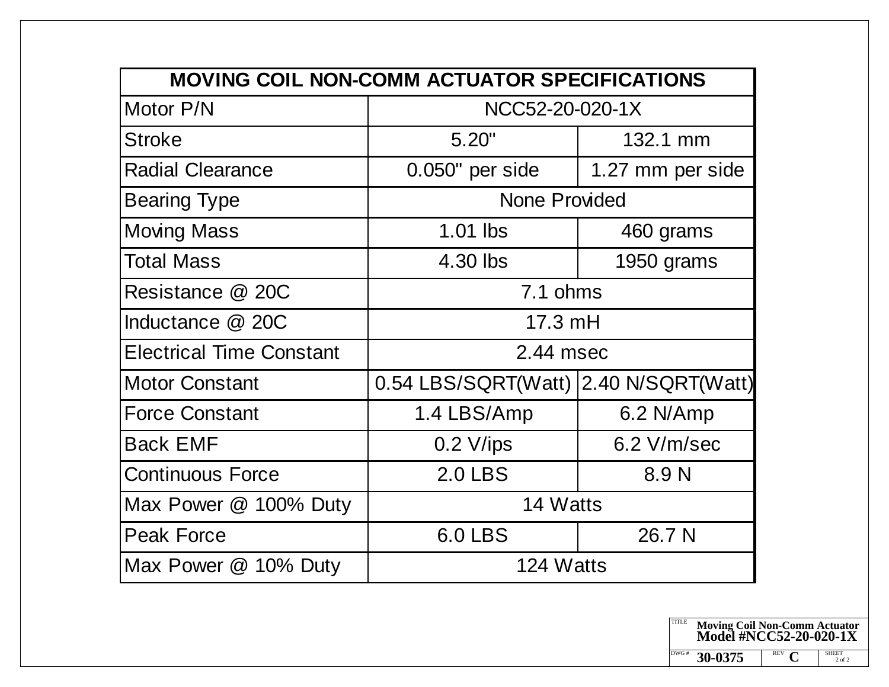| MOVING COIL NON-COMM ACTUATOR SPECIFICATIONS | | |
|---|---|---|
| Motor P/N | NCC52-20-020-1X | |
| Stroke | 5.20" | 132.1 mm |
| Radial Clearance | 0.050" per side | 1.27 mm per side |
| Bearing Type | None Provided | |
| Moving Mass | 1.01 lbs | 460 grams |
| Total Mass | 4.30 lbs | 1950 grams |
| Resistance @ 20C | 7.1 ohms | |
| Inductance @ 20C | 17.3 mH | |
| Electrical Time Constant | 2.44 msec | |
| Motor Constant | 0.54 LBS/SQRT(Watt) | 2.40 N/SQRT(Watt) |
| Force Constant | 1.4 LBS/Amp | 6.2 N/Amp |
| Back EMF | 0.2 V/ips | 6.2 V/m/sec |
| Continuous Force | 2.0 LBS | 8.9 N |
| Max Power @ 100% Duty | 14 Watts | |
| Peak Force | 6.0 LBS | 26.7 N |
| Max Power @ 10% Duty | 124 Watts | |

| | | | |
|---|---|---|---|
| TITLE | Moving Coil Non-Comm Actuator<br>Model #NCC52-20-020-1X | | |
| DWG # 30-0375 | | REV C | SHEET 2 of 2 |